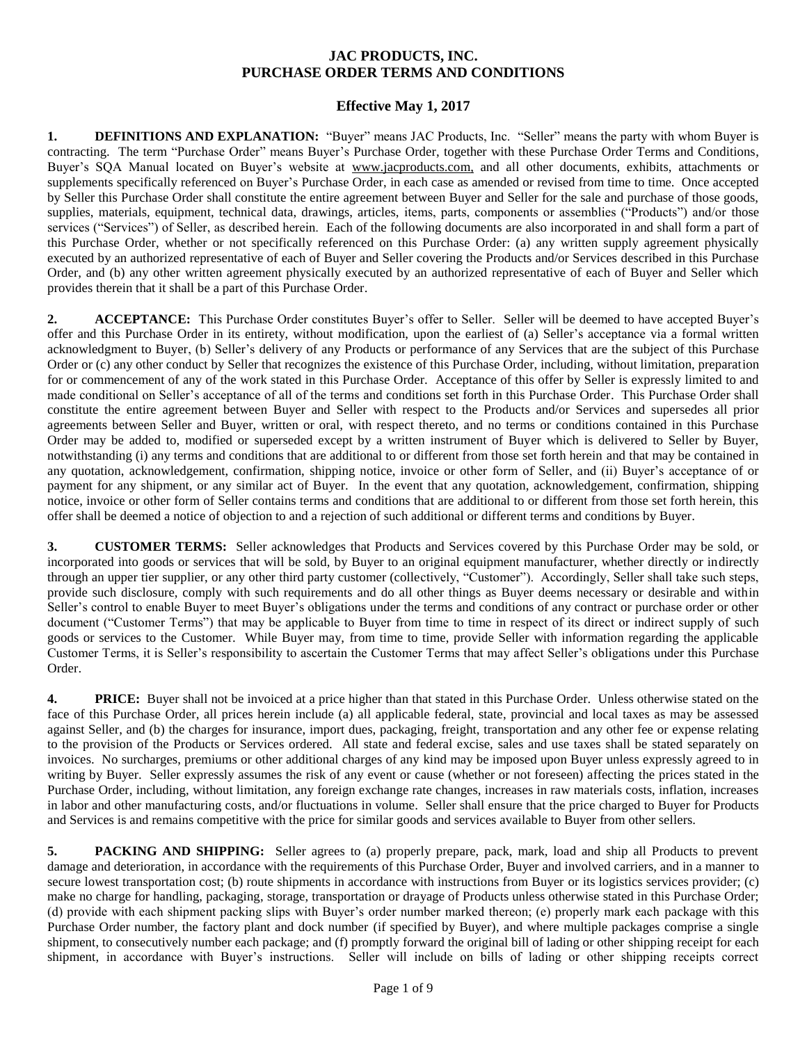# JAC PRODUCTS, INC.
# PURCHASE ORDER TERMS AND CONDITIONS

## Effective May 1, 2017

**1. DEFINITIONS AND EXPLANATION:** "Buyer" means JAC Products, Inc. "Seller" means the party with whom Buyer is contracting. The term "Purchase Order" means Buyer's Purchase Order, together with these Purchase Order Terms and Conditions, Buyer's SQA Manual located on Buyer's website at www.jacproducts.com, and all other documents, exhibits, attachments or supplements specifically referenced on Buyer's Purchase Order, in each case as amended or revised from time to time. Once accepted by Seller this Purchase Order shall constitute the entire agreement between Buyer and Seller for the sale and purchase of those goods, supplies, materials, equipment, technical data, drawings, articles, items, parts, components or assemblies ("Products") and/or those services ("Services") of Seller, as described herein. Each of the following documents are also incorporated in and shall form a part of this Purchase Order, whether or not specifically referenced on this Purchase Order: (a) any written supply agreement physically executed by an authorized representative of each of Buyer and Seller covering the Products and/or Services described in this Purchase Order, and (b) any other written agreement physically executed by an authorized representative of each of Buyer and Seller which provides therein that it shall be a part of this Purchase Order.

**2. ACCEPTANCE:** This Purchase Order constitutes Buyer's offer to Seller. Seller will be deemed to have accepted Buyer's offer and this Purchase Order in its entirety, without modification, upon the earliest of (a) Seller's acceptance via a formal written acknowledgment to Buyer, (b) Seller's delivery of any Products or performance of any Services that are the subject of this Purchase Order or (c) any other conduct by Seller that recognizes the existence of this Purchase Order, including, without limitation, preparation for or commencement of any of the work stated in this Purchase Order. Acceptance of this offer by Seller is expressly limited to and made conditional on Seller's acceptance of all of the terms and conditions set forth in this Purchase Order. This Purchase Order shall constitute the entire agreement between Buyer and Seller with respect to the Products and/or Services and supersedes all prior agreements between Seller and Buyer, written or oral, with respect thereto, and no terms or conditions contained in this Purchase Order may be added to, modified or superseded except by a written instrument of Buyer which is delivered to Seller by Buyer, notwithstanding (i) any terms and conditions that are additional to or different from those set forth herein and that may be contained in any quotation, acknowledgement, confirmation, shipping notice, invoice or other form of Seller, and (ii) Buyer's acceptance of or payment for any shipment, or any similar act of Buyer. In the event that any quotation, acknowledgement, confirmation, shipping notice, invoice or other form of Seller contains terms and conditions that are additional to or different from those set forth herein, this offer shall be deemed a notice of objection to and a rejection of such additional or different terms and conditions by Buyer.

**3. CUSTOMER TERMS:** Seller acknowledges that Products and Services covered by this Purchase Order may be sold, or incorporated into goods or services that will be sold, by Buyer to an original equipment manufacturer, whether directly or indirectly through an upper tier supplier, or any other third party customer (collectively, "Customer"). Accordingly, Seller shall take such steps, provide such disclosure, comply with such requirements and do all other things as Buyer deems necessary or desirable and within Seller's control to enable Buyer to meet Buyer's obligations under the terms and conditions of any contract or purchase order or other document ("Customer Terms") that may be applicable to Buyer from time to time in respect of its direct or indirect supply of such goods or services to the Customer. While Buyer may, from time to time, provide Seller with information regarding the applicable Customer Terms, it is Seller's responsibility to ascertain the Customer Terms that may affect Seller's obligations under this Purchase Order.

**4. PRICE:** Buyer shall not be invoiced at a price higher than that stated in this Purchase Order. Unless otherwise stated on the face of this Purchase Order, all prices herein include (a) all applicable federal, state, provincial and local taxes as may be assessed against Seller, and (b) the charges for insurance, import dues, packaging, freight, transportation and any other fee or expense relating to the provision of the Products or Services ordered. All state and federal excise, sales and use taxes shall be stated separately on invoices. No surcharges, premiums or other additional charges of any kind may be imposed upon Buyer unless expressly agreed to in writing by Buyer. Seller expressly assumes the risk of any event or cause (whether or not foreseen) affecting the prices stated in the Purchase Order, including, without limitation, any foreign exchange rate changes, increases in raw materials costs, inflation, increases in labor and other manufacturing costs, and/or fluctuations in volume. Seller shall ensure that the price charged to Buyer for Products and Services is and remains competitive with the price for similar goods and services available to Buyer from other sellers.

**5. PACKING AND SHIPPING:** Seller agrees to (a) properly prepare, pack, mark, load and ship all Products to prevent damage and deterioration, in accordance with the requirements of this Purchase Order, Buyer and involved carriers, and in a manner to secure lowest transportation cost; (b) route shipments in accordance with instructions from Buyer or its logistics services provider; (c) make no charge for handling, packaging, storage, transportation or drayage of Products unless otherwise stated in this Purchase Order; (d) provide with each shipment packing slips with Buyer's order number marked thereon; (e) properly mark each package with this Purchase Order number, the factory plant and dock number (if specified by Buyer), and where multiple packages comprise a single shipment, to consecutively number each package; and (f) promptly forward the original bill of lading or other shipping receipt for each shipment, in accordance with Buyer's instructions. Seller will include on bills of lading or other shipping receipts correct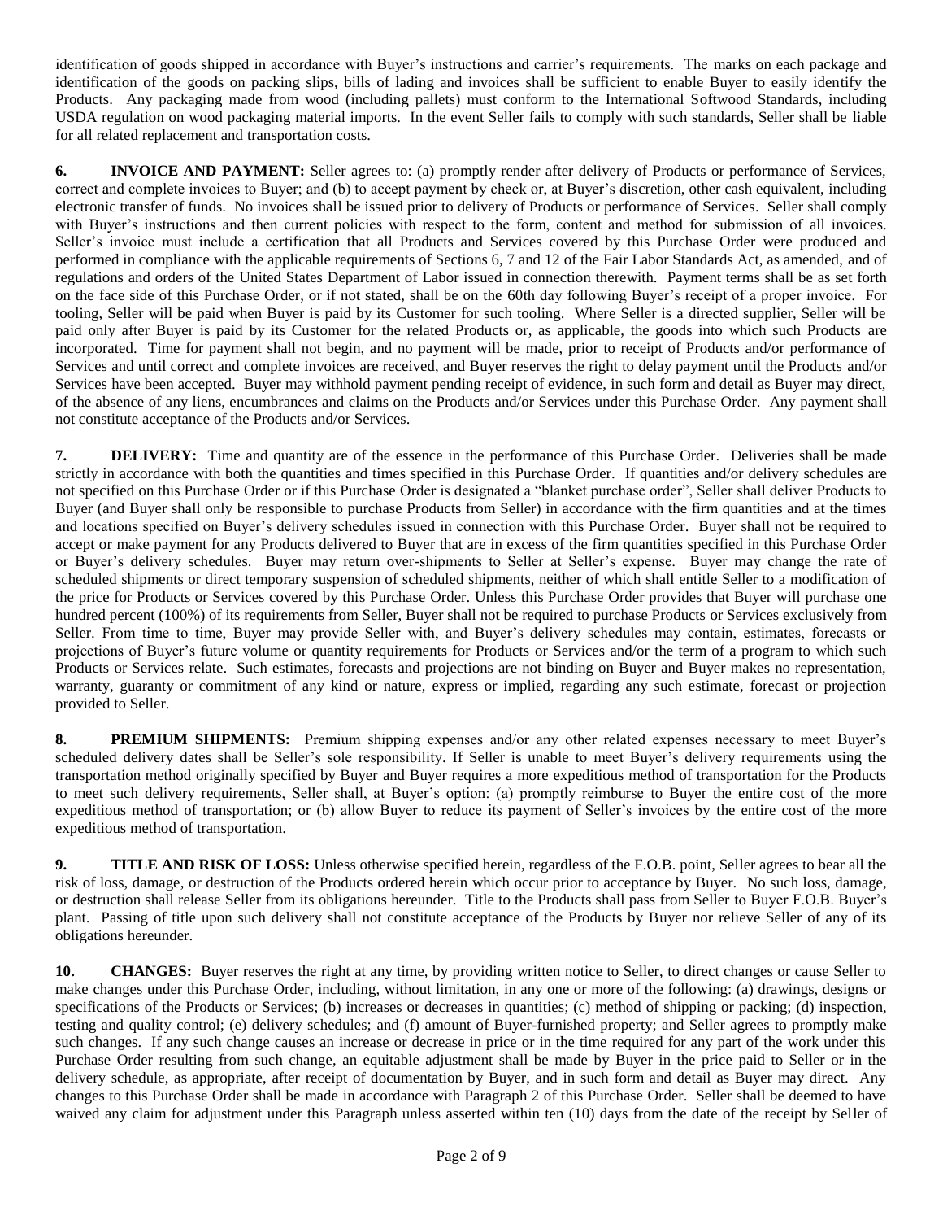identification of goods shipped in accordance with Buyer's instructions and carrier's requirements. The marks on each package and identification of the goods on packing slips, bills of lading and invoices shall be sufficient to enable Buyer to easily identify the Products. Any packaging made from wood (including pallets) must conform to the International Softwood Standards, including USDA regulation on wood packaging material imports. In the event Seller fails to comply with such standards, Seller shall be liable for all related replacement and transportation costs.

**6. INVOICE AND PAYMENT:** Seller agrees to: (a) promptly render after delivery of Products or performance of Services, correct and complete invoices to Buyer; and (b) to accept payment by check or, at Buyer's discretion, other cash equivalent, including electronic transfer of funds. No invoices shall be issued prior to delivery of Products or performance of Services. Seller shall comply with Buyer's instructions and then current policies with respect to the form, content and method for submission of all invoices. Seller's invoice must include a certification that all Products and Services covered by this Purchase Order were produced and performed in compliance with the applicable requirements of Sections 6, 7 and 12 of the Fair Labor Standards Act, as amended, and of regulations and orders of the United States Department of Labor issued in connection therewith. Payment terms shall be as set forth on the face side of this Purchase Order, or if not stated, shall be on the 60th day following Buyer's receipt of a proper invoice. For tooling, Seller will be paid when Buyer is paid by its Customer for such tooling. Where Seller is a directed supplier, Seller will be paid only after Buyer is paid by its Customer for the related Products or, as applicable, the goods into which such Products are incorporated. Time for payment shall not begin, and no payment will be made, prior to receipt of Products and/or performance of Services and until correct and complete invoices are received, and Buyer reserves the right to delay payment until the Products and/or Services have been accepted. Buyer may withhold payment pending receipt of evidence, in such form and detail as Buyer may direct, of the absence of any liens, encumbrances and claims on the Products and/or Services under this Purchase Order. Any payment shall not constitute acceptance of the Products and/or Services.

**7. DELIVERY:** Time and quantity are of the essence in the performance of this Purchase Order. Deliveries shall be made strictly in accordance with both the quantities and times specified in this Purchase Order. If quantities and/or delivery schedules are not specified on this Purchase Order or if this Purchase Order is designated a "blanket purchase order", Seller shall deliver Products to Buyer (and Buyer shall only be responsible to purchase Products from Seller) in accordance with the firm quantities and at the times and locations specified on Buyer's delivery schedules issued in connection with this Purchase Order. Buyer shall not be required to accept or make payment for any Products delivered to Buyer that are in excess of the firm quantities specified in this Purchase Order or Buyer's delivery schedules. Buyer may return over-shipments to Seller at Seller's expense. Buyer may change the rate of scheduled shipments or direct temporary suspension of scheduled shipments, neither of which shall entitle Seller to a modification of the price for Products or Services covered by this Purchase Order. Unless this Purchase Order provides that Buyer will purchase one hundred percent (100%) of its requirements from Seller, Buyer shall not be required to purchase Products or Services exclusively from Seller. From time to time, Buyer may provide Seller with, and Buyer's delivery schedules may contain, estimates, forecasts or projections of Buyer's future volume or quantity requirements for Products or Services and/or the term of a program to which such Products or Services relate. Such estimates, forecasts and projections are not binding on Buyer and Buyer makes no representation, warranty, guaranty or commitment of any kind or nature, express or implied, regarding any such estimate, forecast or projection provided to Seller.

**8. PREMIUM SHIPMENTS:** Premium shipping expenses and/or any other related expenses necessary to meet Buyer's scheduled delivery dates shall be Seller's sole responsibility. If Seller is unable to meet Buyer's delivery requirements using the transportation method originally specified by Buyer and Buyer requires a more expeditious method of transportation for the Products to meet such delivery requirements, Seller shall, at Buyer's option: (a) promptly reimburse to Buyer the entire cost of the more expeditious method of transportation; or (b) allow Buyer to reduce its payment of Seller's invoices by the entire cost of the more expeditious method of transportation.

**9. TITLE AND RISK OF LOSS:** Unless otherwise specified herein, regardless of the F.O.B. point, Seller agrees to bear all the risk of loss, damage, or destruction of the Products ordered herein which occur prior to acceptance by Buyer. No such loss, damage, or destruction shall release Seller from its obligations hereunder. Title to the Products shall pass from Seller to Buyer F.O.B. Buyer's plant. Passing of title upon such delivery shall not constitute acceptance of the Products by Buyer nor relieve Seller of any of its obligations hereunder.

**10. CHANGES:** Buyer reserves the right at any time, by providing written notice to Seller, to direct changes or cause Seller to make changes under this Purchase Order, including, without limitation, in any one or more of the following: (a) drawings, designs or specifications of the Products or Services; (b) increases or decreases in quantities; (c) method of shipping or packing; (d) inspection, testing and quality control; (e) delivery schedules; and (f) amount of Buyer-furnished property; and Seller agrees to promptly make such changes. If any such change causes an increase or decrease in price or in the time required for any part of the work under this Purchase Order resulting from such change, an equitable adjustment shall be made by Buyer in the price paid to Seller or in the delivery schedule, as appropriate, after receipt of documentation by Buyer, and in such form and detail as Buyer may direct. Any changes to this Purchase Order shall be made in accordance with Paragraph 2 of this Purchase Order. Seller shall be deemed to have waived any claim for adjustment under this Paragraph unless asserted within ten (10) days from the date of the receipt by Seller of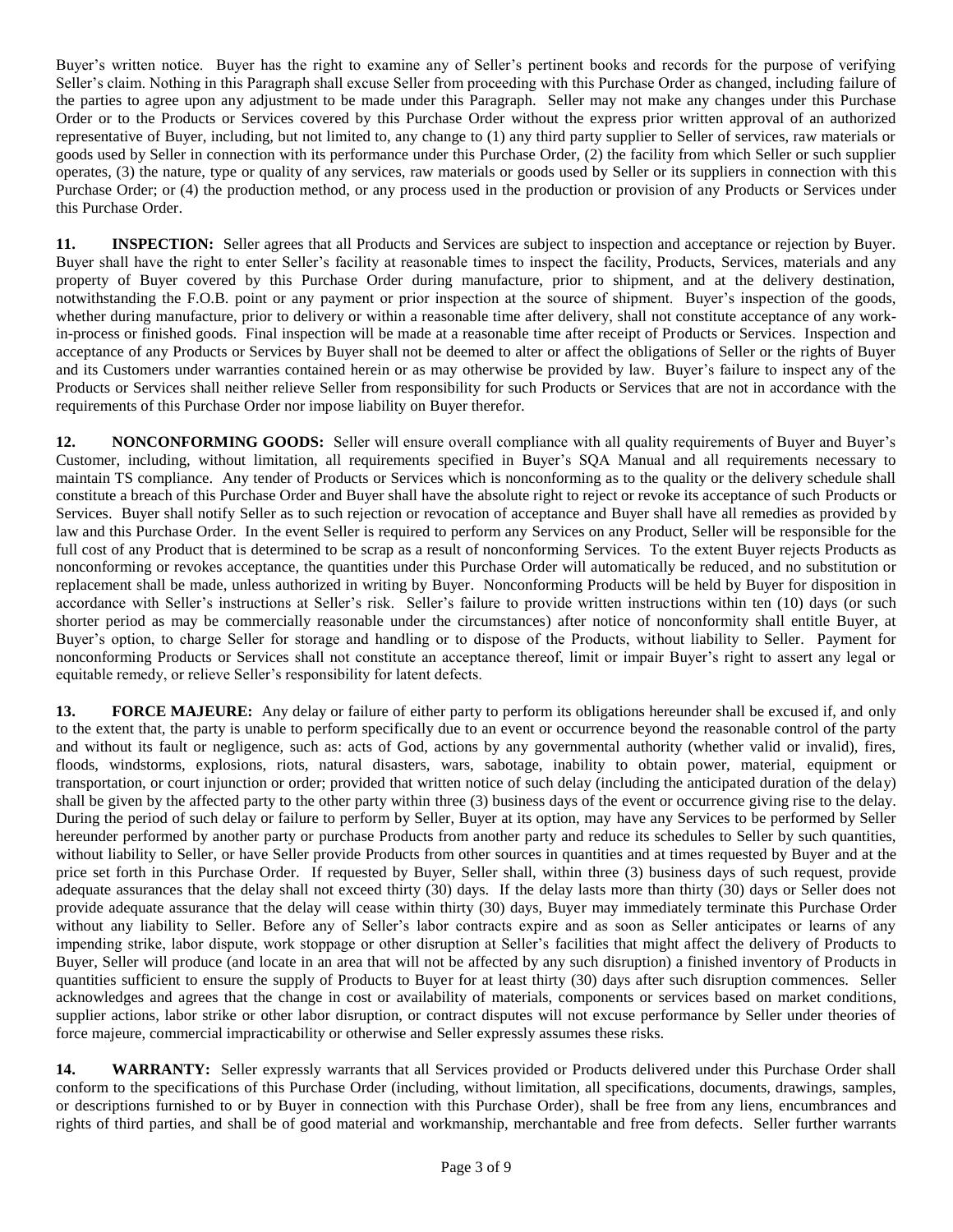Buyer's written notice. Buyer has the right to examine any of Seller's pertinent books and records for the purpose of verifying Seller's claim. Nothing in this Paragraph shall excuse Seller from proceeding with this Purchase Order as changed, including failure of the parties to agree upon any adjustment to be made under this Paragraph. Seller may not make any changes under this Purchase Order or to the Products or Services covered by this Purchase Order without the express prior written approval of an authorized representative of Buyer, including, but not limited to, any change to (1) any third party supplier to Seller of services, raw materials or goods used by Seller in connection with its performance under this Purchase Order, (2) the facility from which Seller or such supplier operates, (3) the nature, type or quality of any services, raw materials or goods used by Seller or its suppliers in connection with this Purchase Order; or (4) the production method, or any process used in the production or provision of any Products or Services under this Purchase Order.

**11. INSPECTION:** Seller agrees that all Products and Services are subject to inspection and acceptance or rejection by Buyer. Buyer shall have the right to enter Seller's facility at reasonable times to inspect the facility, Products, Services, materials and any property of Buyer covered by this Purchase Order during manufacture, prior to shipment, and at the delivery destination, notwithstanding the F.O.B. point or any payment or prior inspection at the source of shipment. Buyer's inspection of the goods, whether during manufacture, prior to delivery or within a reasonable time after delivery, shall not constitute acceptance of any work-in-process or finished goods. Final inspection will be made at a reasonable time after receipt of Products or Services. Inspection and acceptance of any Products or Services by Buyer shall not be deemed to alter or affect the obligations of Seller or the rights of Buyer and its Customers under warranties contained herein or as may otherwise be provided by law. Buyer's failure to inspect any of the Products or Services shall neither relieve Seller from responsibility for such Products or Services that are not in accordance with the requirements of this Purchase Order nor impose liability on Buyer therefor.

**12. NONCONFORMING GOODS:** Seller will ensure overall compliance with all quality requirements of Buyer and Buyer's Customer, including, without limitation, all requirements specified in Buyer's SQA Manual and all requirements necessary to maintain TS compliance. Any tender of Products or Services which is nonconforming as to the quality or the delivery schedule shall constitute a breach of this Purchase Order and Buyer shall have the absolute right to reject or revoke its acceptance of such Products or Services. Buyer shall notify Seller as to such rejection or revocation of acceptance and Buyer shall have all remedies as provided by law and this Purchase Order. In the event Seller is required to perform any Services on any Product, Seller will be responsible for the full cost of any Product that is determined to be scrap as a result of nonconforming Services. To the extent Buyer rejects Products as nonconforming or revokes acceptance, the quantities under this Purchase Order will automatically be reduced, and no substitution or replacement shall be made, unless authorized in writing by Buyer. Nonconforming Products will be held by Buyer for disposition in accordance with Seller's instructions at Seller's risk. Seller's failure to provide written instructions within ten (10) days (or such shorter period as may be commercially reasonable under the circumstances) after notice of nonconformity shall entitle Buyer, at Buyer's option, to charge Seller for storage and handling or to dispose of the Products, without liability to Seller. Payment for nonconforming Products or Services shall not constitute an acceptance thereof, limit or impair Buyer's right to assert any legal or equitable remedy, or relieve Seller's responsibility for latent defects.

**13. FORCE MAJEURE:** Any delay or failure of either party to perform its obligations hereunder shall be excused if, and only to the extent that, the party is unable to perform specifically due to an event or occurrence beyond the reasonable control of the party and without its fault or negligence, such as: acts of God, actions by any governmental authority (whether valid or invalid), fires, floods, windstorms, explosions, riots, natural disasters, wars, sabotage, inability to obtain power, material, equipment or transportation, or court injunction or order; provided that written notice of such delay (including the anticipated duration of the delay) shall be given by the affected party to the other party within three (3) business days of the event or occurrence giving rise to the delay. During the period of such delay or failure to perform by Seller, Buyer at its option, may have any Services to be performed by Seller hereunder performed by another party or purchase Products from another party and reduce its schedules to Seller by such quantities, without liability to Seller, or have Seller provide Products from other sources in quantities and at times requested by Buyer and at the price set forth in this Purchase Order. If requested by Buyer, Seller shall, within three (3) business days of such request, provide adequate assurances that the delay shall not exceed thirty (30) days. If the delay lasts more than thirty (30) days or Seller does not provide adequate assurance that the delay will cease within thirty (30) days, Buyer may immediately terminate this Purchase Order without any liability to Seller. Before any of Seller's labor contracts expire and as soon as Seller anticipates or learns of any impending strike, labor dispute, work stoppage or other disruption at Seller's facilities that might affect the delivery of Products to Buyer, Seller will produce (and locate in an area that will not be affected by any such disruption) a finished inventory of Products in quantities sufficient to ensure the supply of Products to Buyer for at least thirty (30) days after such disruption commences. Seller acknowledges and agrees that the change in cost or availability of materials, components or services based on market conditions, supplier actions, labor strike or other labor disruption, or contract disputes will not excuse performance by Seller under theories of force majeure, commercial impracticability or otherwise and Seller expressly assumes these risks.

**14. WARRANTY:** Seller expressly warrants that all Services provided or Products delivered under this Purchase Order shall conform to the specifications of this Purchase Order (including, without limitation, all specifications, documents, drawings, samples, or descriptions furnished to or by Buyer in connection with this Purchase Order), shall be free from any liens, encumbrances and rights of third parties, and shall be of good material and workmanship, merchantable and free from defects. Seller further warrants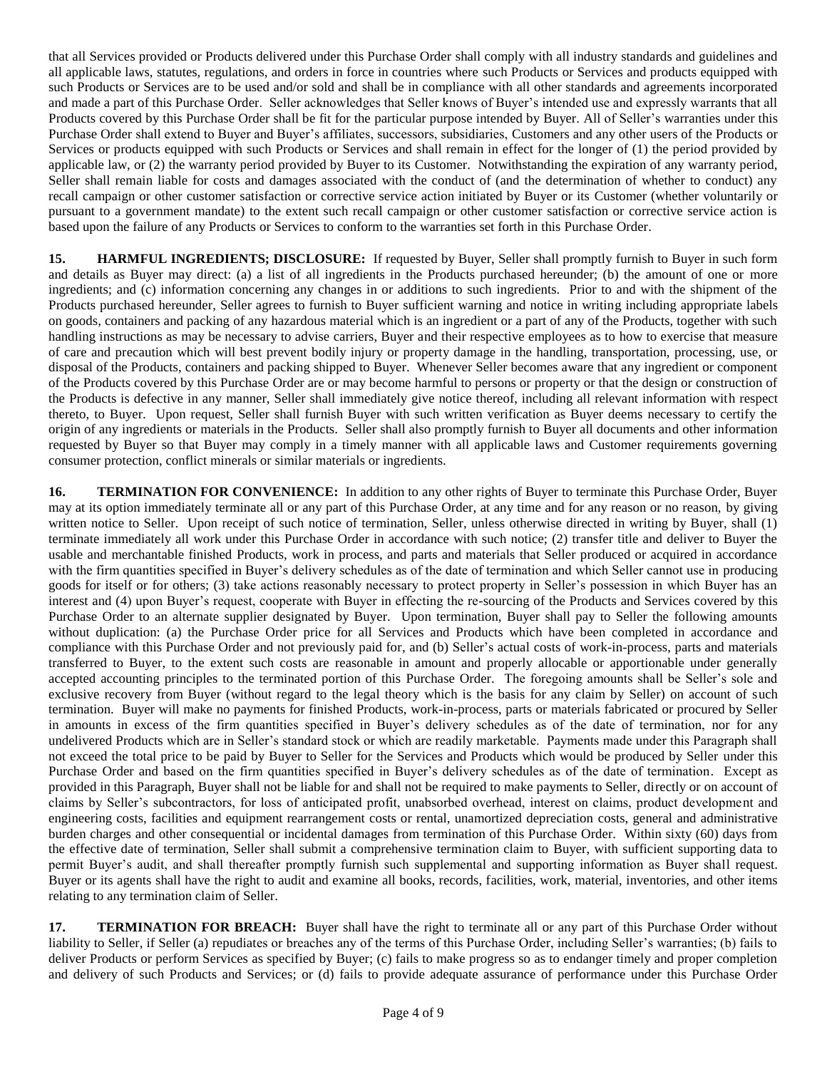that all Services provided or Products delivered under this Purchase Order shall comply with all industry standards and guidelines and all applicable laws, statutes, regulations, and orders in force in countries where such Products or Services and products equipped with such Products or Services are to be used and/or sold and shall be in compliance with all other standards and agreements incorporated and made a part of this Purchase Order. Seller acknowledges that Seller knows of Buyer's intended use and expressly warrants that all Products covered by this Purchase Order shall be fit for the particular purpose intended by Buyer. All of Seller's warranties under this Purchase Order shall extend to Buyer and Buyer's affiliates, successors, subsidiaries, Customers and any other users of the Products or Services or products equipped with such Products or Services and shall remain in effect for the longer of (1) the period provided by applicable law, or (2) the warranty period provided by Buyer to its Customer. Notwithstanding the expiration of any warranty period, Seller shall remain liable for costs and damages associated with the conduct of (and the determination of whether to conduct) any recall campaign or other customer satisfaction or corrective service action initiated by Buyer or its Customer (whether voluntarily or pursuant to a government mandate) to the extent such recall campaign or other customer satisfaction or corrective service action is based upon the failure of any Products or Services to conform to the warranties set forth in this Purchase Order.

**15. HARMFUL INGREDIENTS; DISCLOSURE:** If requested by Buyer, Seller shall promptly furnish to Buyer in such form and details as Buyer may direct: (a) a list of all ingredients in the Products purchased hereunder; (b) the amount of one or more ingredients; and (c) information concerning any changes in or additions to such ingredients. Prior to and with the shipment of the Products purchased hereunder, Seller agrees to furnish to Buyer sufficient warning and notice in writing including appropriate labels on goods, containers and packing of any hazardous material which is an ingredient or a part of any of the Products, together with such handling instructions as may be necessary to advise carriers, Buyer and their respective employees as to how to exercise that measure of care and precaution which will best prevent bodily injury or property damage in the handling, transportation, processing, use, or disposal of the Products, containers and packing shipped to Buyer. Whenever Seller becomes aware that any ingredient or component of the Products covered by this Purchase Order are or may become harmful to persons or property or that the design or construction of the Products is defective in any manner, Seller shall immediately give notice thereof, including all relevant information with respect thereto, to Buyer. Upon request, Seller shall furnish Buyer with such written verification as Buyer deems necessary to certify the origin of any ingredients or materials in the Products. Seller shall also promptly furnish to Buyer all documents and other information requested by Buyer so that Buyer may comply in a timely manner with all applicable laws and Customer requirements governing consumer protection, conflict minerals or similar materials or ingredients.

**16. TERMINATION FOR CONVENIENCE:** In addition to any other rights of Buyer to terminate this Purchase Order, Buyer may at its option immediately terminate all or any part of this Purchase Order, at any time and for any reason or no reason, by giving written notice to Seller. Upon receipt of such notice of termination, Seller, unless otherwise directed in writing by Buyer, shall (1) terminate immediately all work under this Purchase Order in accordance with such notice; (2) transfer title and deliver to Buyer the usable and merchantable finished Products, work in process, and parts and materials that Seller produced or acquired in accordance with the firm quantities specified in Buyer's delivery schedules as of the date of termination and which Seller cannot use in producing goods for itself or for others; (3) take actions reasonably necessary to protect property in Seller's possession in which Buyer has an interest and (4) upon Buyer's request, cooperate with Buyer in effecting the re-sourcing of the Products and Services covered by this Purchase Order to an alternate supplier designated by Buyer. Upon termination, Buyer shall pay to Seller the following amounts without duplication: (a) the Purchase Order price for all Services and Products which have been completed in accordance and compliance with this Purchase Order and not previously paid for, and (b) Seller's actual costs of work-in-process, parts and materials transferred to Buyer, to the extent such costs are reasonable in amount and properly allocable or apportionable under generally accepted accounting principles to the terminated portion of this Purchase Order. The foregoing amounts shall be Seller's sole and exclusive recovery from Buyer (without regard to the legal theory which is the basis for any claim by Seller) on account of such termination. Buyer will make no payments for finished Products, work-in-process, parts or materials fabricated or procured by Seller in amounts in excess of the firm quantities specified in Buyer's delivery schedules as of the date of termination, nor for any undelivered Products which are in Seller's standard stock or which are readily marketable. Payments made under this Paragraph shall not exceed the total price to be paid by Buyer to Seller for the Services and Products which would be produced by Seller under this Purchase Order and based on the firm quantities specified in Buyer's delivery schedules as of the date of termination. Except as provided in this Paragraph, Buyer shall not be liable for and shall not be required to make payments to Seller, directly or on account of claims by Seller's subcontractors, for loss of anticipated profit, unabsorbed overhead, interest on claims, product development and engineering costs, facilities and equipment rearrangement costs or rental, unamortized depreciation costs, general and administrative burden charges and other consequential or incidental damages from termination of this Purchase Order. Within sixty (60) days from the effective date of termination, Seller shall submit a comprehensive termination claim to Buyer, with sufficient supporting data to permit Buyer's audit, and shall thereafter promptly furnish such supplemental and supporting information as Buyer shall request. Buyer or its agents shall have the right to audit and examine all books, records, facilities, work, material, inventories, and other items relating to any termination claim of Seller.

**17. TERMINATION FOR BREACH:** Buyer shall have the right to terminate all or any part of this Purchase Order without liability to Seller, if Seller (a) repudiates or breaches any of the terms of this Purchase Order, including Seller's warranties; (b) fails to deliver Products or perform Services as specified by Buyer; (c) fails to make progress so as to endanger timely and proper completion and delivery of such Products and Services; or (d) fails to provide adequate assurance of performance under this Purchase Order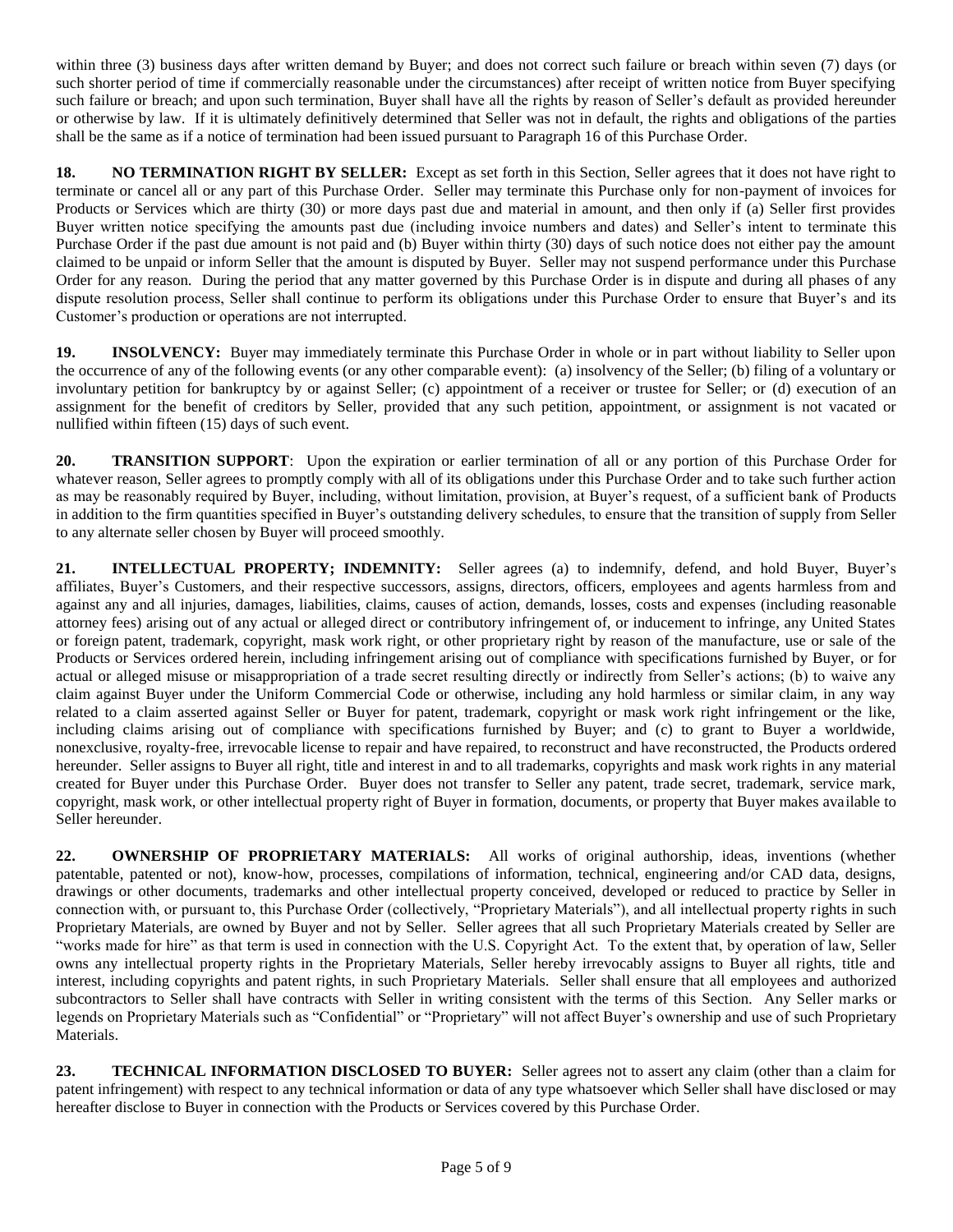within three (3) business days after written demand by Buyer; and does not correct such failure or breach within seven (7) days (or such shorter period of time if commercially reasonable under the circumstances) after receipt of written notice from Buyer specifying such failure or breach; and upon such termination, Buyer shall have all the rights by reason of Seller's default as provided hereunder or otherwise by law. If it is ultimately definitively determined that Seller was not in default, the rights and obligations of the parties shall be the same as if a notice of termination had been issued pursuant to Paragraph 16 of this Purchase Order.

**18. NO TERMINATION RIGHT BY SELLER:** Except as set forth in this Section, Seller agrees that it does not have right to terminate or cancel all or any part of this Purchase Order. Seller may terminate this Purchase only for non-payment of invoices for Products or Services which are thirty (30) or more days past due and material in amount, and then only if (a) Seller first provides Buyer written notice specifying the amounts past due (including invoice numbers and dates) and Seller's intent to terminate this Purchase Order if the past due amount is not paid and (b) Buyer within thirty (30) days of such notice does not either pay the amount claimed to be unpaid or inform Seller that the amount is disputed by Buyer. Seller may not suspend performance under this Purchase Order for any reason. During the period that any matter governed by this Purchase Order is in dispute and during all phases of any dispute resolution process, Seller shall continue to perform its obligations under this Purchase Order to ensure that Buyer's and its Customer's production or operations are not interrupted.

**19. INSOLVENCY:** Buyer may immediately terminate this Purchase Order in whole or in part without liability to Seller upon the occurrence of any of the following events (or any other comparable event): (a) insolvency of the Seller; (b) filing of a voluntary or involuntary petition for bankruptcy by or against Seller; (c) appointment of a receiver or trustee for Seller; or (d) execution of an assignment for the benefit of creditors by Seller, provided that any such petition, appointment, or assignment is not vacated or nullified within fifteen (15) days of such event.

**20. TRANSITION SUPPORT**: Upon the expiration or earlier termination of all or any portion of this Purchase Order for whatever reason, Seller agrees to promptly comply with all of its obligations under this Purchase Order and to take such further action as may be reasonably required by Buyer, including, without limitation, provision, at Buyer's request, of a sufficient bank of Products in addition to the firm quantities specified in Buyer's outstanding delivery schedules, to ensure that the transition of supply from Seller to any alternate seller chosen by Buyer will proceed smoothly.

**21. INTELLECTUAL PROPERTY; INDEMNITY:** Seller agrees (a) to indemnify, defend, and hold Buyer, Buyer's affiliates, Buyer's Customers, and their respective successors, assigns, directors, officers, employees and agents harmless from and against any and all injuries, damages, liabilities, claims, causes of action, demands, losses, costs and expenses (including reasonable attorney fees) arising out of any actual or alleged direct or contributory infringement of, or inducement to infringe, any United States or foreign patent, trademark, copyright, mask work right, or other proprietary right by reason of the manufacture, use or sale of the Products or Services ordered herein, including infringement arising out of compliance with specifications furnished by Buyer, or for actual or alleged misuse or misappropriation of a trade secret resulting directly or indirectly from Seller's actions; (b) to waive any claim against Buyer under the Uniform Commercial Code or otherwise, including any hold harmless or similar claim, in any way related to a claim asserted against Seller or Buyer for patent, trademark, copyright or mask work right infringement or the like, including claims arising out of compliance with specifications furnished by Buyer; and (c) to grant to Buyer a worldwide, nonexclusive, royalty-free, irrevocable license to repair and have repaired, to reconstruct and have reconstructed, the Products ordered hereunder. Seller assigns to Buyer all right, title and interest in and to all trademarks, copyrights and mask work rights in any material created for Buyer under this Purchase Order. Buyer does not transfer to Seller any patent, trade secret, trademark, service mark, copyright, mask work, or other intellectual property right of Buyer in formation, documents, or property that Buyer makes available to Seller hereunder.

**22. OWNERSHIP OF PROPRIETARY MATERIALS:** All works of original authorship, ideas, inventions (whether patentable, patented or not), know-how, processes, compilations of information, technical, engineering and/or CAD data, designs, drawings or other documents, trademarks and other intellectual property conceived, developed or reduced to practice by Seller in connection with, or pursuant to, this Purchase Order (collectively, "Proprietary Materials"), and all intellectual property rights in such Proprietary Materials, are owned by Buyer and not by Seller. Seller agrees that all such Proprietary Materials created by Seller are "works made for hire" as that term is used in connection with the U.S. Copyright Act. To the extent that, by operation of law, Seller owns any intellectual property rights in the Proprietary Materials, Seller hereby irrevocably assigns to Buyer all rights, title and interest, including copyrights and patent rights, in such Proprietary Materials. Seller shall ensure that all employees and authorized subcontractors to Seller shall have contracts with Seller in writing consistent with the terms of this Section. Any Seller marks or legends on Proprietary Materials such as "Confidential" or "Proprietary" will not affect Buyer's ownership and use of such Proprietary Materials.

**23. TECHNICAL INFORMATION DISCLOSED TO BUYER:** Seller agrees not to assert any claim (other than a claim for patent infringement) with respect to any technical information or data of any type whatsoever which Seller shall have disclosed or may hereafter disclose to Buyer in connection with the Products or Services covered by this Purchase Order.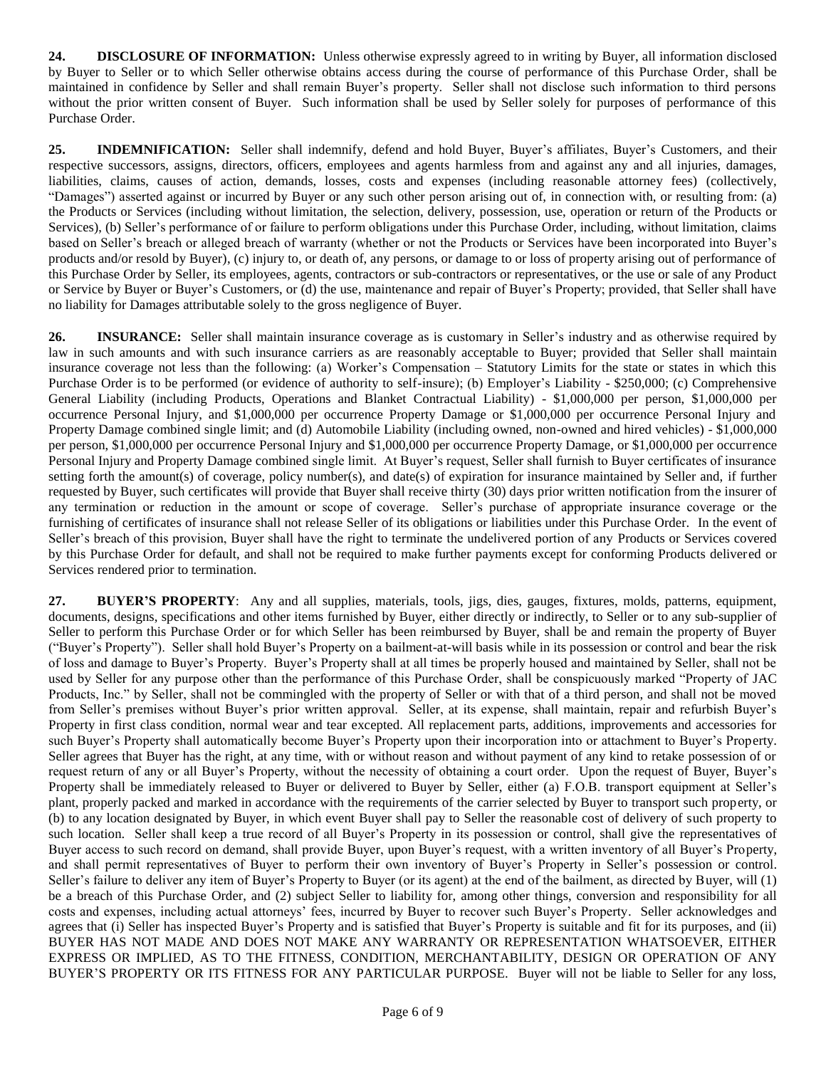**24. DISCLOSURE OF INFORMATION:** Unless otherwise expressly agreed to in writing by Buyer, all information disclosed by Buyer to Seller or to which Seller otherwise obtains access during the course of performance of this Purchase Order, shall be maintained in confidence by Seller and shall remain Buyer's property. Seller shall not disclose such information to third persons without the prior written consent of Buyer. Such information shall be used by Seller solely for purposes of performance of this Purchase Order.

**25. INDEMNIFICATION:** Seller shall indemnify, defend and hold Buyer, Buyer's affiliates, Buyer's Customers, and their respective successors, assigns, directors, officers, employees and agents harmless from and against any and all injuries, damages, liabilities, claims, causes of action, demands, losses, costs and expenses (including reasonable attorney fees) (collectively, "Damages") asserted against or incurred by Buyer or any such other person arising out of, in connection with, or resulting from: (a) the Products or Services (including without limitation, the selection, delivery, possession, use, operation or return of the Products or Services), (b) Seller's performance of or failure to perform obligations under this Purchase Order, including, without limitation, claims based on Seller's breach or alleged breach of warranty (whether or not the Products or Services have been incorporated into Buyer's products and/or resold by Buyer), (c) injury to, or death of, any persons, or damage to or loss of property arising out of performance of this Purchase Order by Seller, its employees, agents, contractors or sub-contractors or representatives, or the use or sale of any Product or Service by Buyer or Buyer's Customers, or (d) the use, maintenance and repair of Buyer's Property; provided, that Seller shall have no liability for Damages attributable solely to the gross negligence of Buyer.

**26. INSURANCE:** Seller shall maintain insurance coverage as is customary in Seller's industry and as otherwise required by law in such amounts and with such insurance carriers as are reasonably acceptable to Buyer; provided that Seller shall maintain insurance coverage not less than the following: (a) Worker's Compensation – Statutory Limits for the state or states in which this Purchase Order is to be performed (or evidence of authority to self-insure); (b) Employer's Liability - $250,000; (c) Comprehensive General Liability (including Products, Operations and Blanket Contractual Liability) - $1,000,000 per person, $1,000,000 per occurrence Personal Injury, and $1,000,000 per occurrence Property Damage or $1,000,000 per occurrence Personal Injury and Property Damage combined single limit; and (d) Automobile Liability (including owned, non-owned and hired vehicles) - $1,000,000 per person, $1,000,000 per occurrence Personal Injury and $1,000,000 per occurrence Property Damage, or $1,000,000 per occurrence Personal Injury and Property Damage combined single limit. At Buyer's request, Seller shall furnish to Buyer certificates of insurance setting forth the amount(s) of coverage, policy number(s), and date(s) of expiration for insurance maintained by Seller and, if further requested by Buyer, such certificates will provide that Buyer shall receive thirty (30) days prior written notification from the insurer of any termination or reduction in the amount or scope of coverage. Seller's purchase of appropriate insurance coverage or the furnishing of certificates of insurance shall not release Seller of its obligations or liabilities under this Purchase Order. In the event of Seller's breach of this provision, Buyer shall have the right to terminate the undelivered portion of any Products or Services covered by this Purchase Order for default, and shall not be required to make further payments except for conforming Products delivered or Services rendered prior to termination.

**27. BUYER'S PROPERTY**: Any and all supplies, materials, tools, jigs, dies, gauges, fixtures, molds, patterns, equipment, documents, designs, specifications and other items furnished by Buyer, either directly or indirectly, to Seller or to any sub-supplier of Seller to perform this Purchase Order or for which Seller has been reimbursed by Buyer, shall be and remain the property of Buyer ("Buyer's Property"). Seller shall hold Buyer's Property on a bailment-at-will basis while in its possession or control and bear the risk of loss and damage to Buyer's Property. Buyer's Property shall at all times be properly housed and maintained by Seller, shall not be used by Seller for any purpose other than the performance of this Purchase Order, shall be conspicuously marked "Property of JAC Products, Inc." by Seller, shall not be commingled with the property of Seller or with that of a third person, and shall not be moved from Seller's premises without Buyer's prior written approval. Seller, at its expense, shall maintain, repair and refurbish Buyer's Property in first class condition, normal wear and tear excepted. All replacement parts, additions, improvements and accessories for such Buyer's Property shall automatically become Buyer's Property upon their incorporation into or attachment to Buyer's Property. Seller agrees that Buyer has the right, at any time, with or without reason and without payment of any kind to retake possession of or request return of any or all Buyer's Property, without the necessity of obtaining a court order. Upon the request of Buyer, Buyer's Property shall be immediately released to Buyer or delivered to Buyer by Seller, either (a) F.O.B. transport equipment at Seller's plant, properly packed and marked in accordance with the requirements of the carrier selected by Buyer to transport such property, or (b) to any location designated by Buyer, in which event Buyer shall pay to Seller the reasonable cost of delivery of such property to such location. Seller shall keep a true record of all Buyer's Property in its possession or control, shall give the representatives of Buyer access to such record on demand, shall provide Buyer, upon Buyer's request, with a written inventory of all Buyer's Property, and shall permit representatives of Buyer to perform their own inventory of Buyer's Property in Seller's possession or control. Seller's failure to deliver any item of Buyer's Property to Buyer (or its agent) at the end of the bailment, as directed by Buyer, will (1) be a breach of this Purchase Order, and (2) subject Seller to liability for, among other things, conversion and responsibility for all costs and expenses, including actual attorneys' fees, incurred by Buyer to recover such Buyer's Property. Seller acknowledges and agrees that (i) Seller has inspected Buyer's Property and is satisfied that Buyer's Property is suitable and fit for its purposes, and (ii) BUYER HAS NOT MADE AND DOES NOT MAKE ANY WARRANTY OR REPRESENTATION WHATSOEVER, EITHER EXPRESS OR IMPLIED, AS TO THE FITNESS, CONDITION, MERCHANTABILITY, DESIGN OR OPERATION OF ANY BUYER'S PROPERTY OR ITS FITNESS FOR ANY PARTICULAR PURPOSE. Buyer will not be liable to Seller for any loss,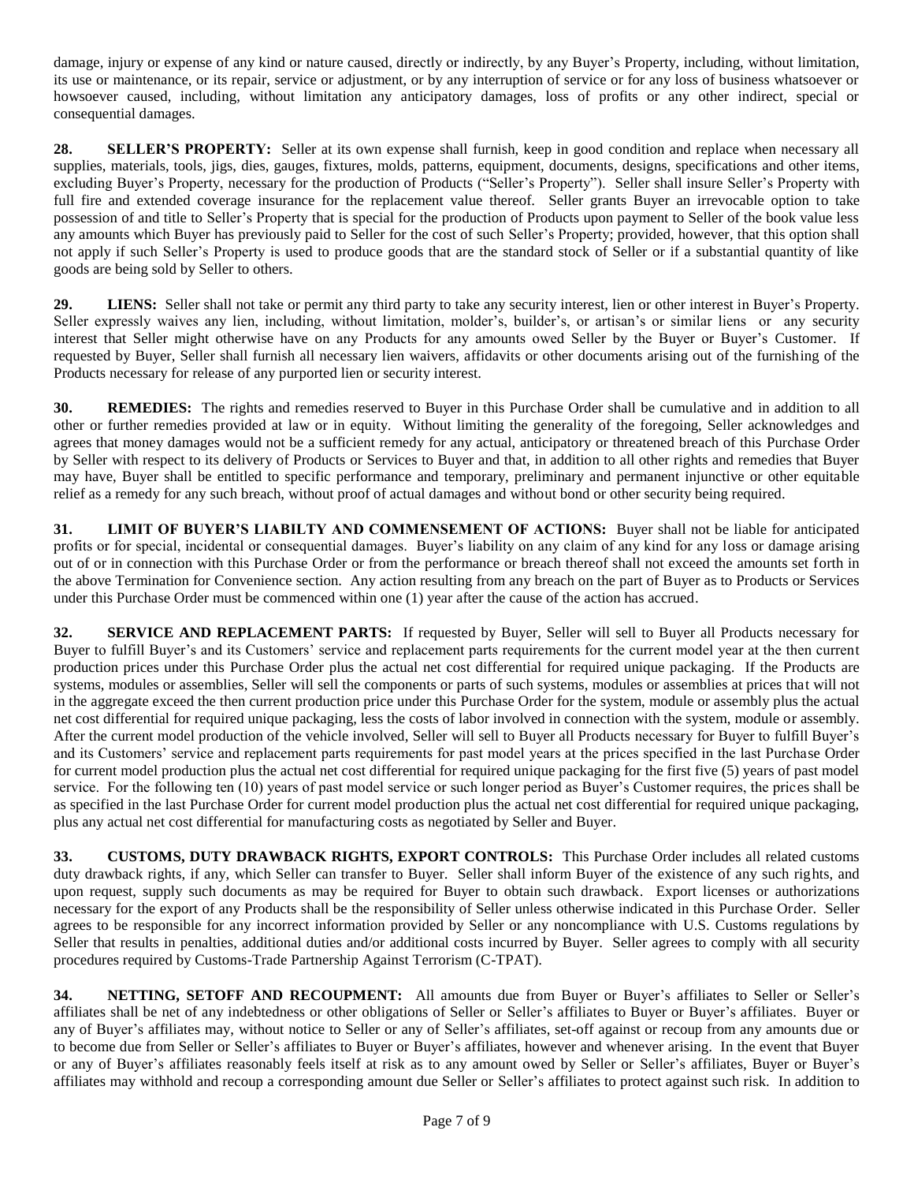damage, injury or expense of any kind or nature caused, directly or indirectly, by any Buyer's Property, including, without limitation, its use or maintenance, or its repair, service or adjustment, or by any interruption of service or for any loss of business whatsoever or howsoever caused, including, without limitation any anticipatory damages, loss of profits or any other indirect, special or consequential damages.

**28. SELLER'S PROPERTY:** Seller at its own expense shall furnish, keep in good condition and replace when necessary all supplies, materials, tools, jigs, dies, gauges, fixtures, molds, patterns, equipment, documents, designs, specifications and other items, excluding Buyer's Property, necessary for the production of Products ("Seller's Property"). Seller shall insure Seller's Property with full fire and extended coverage insurance for the replacement value thereof. Seller grants Buyer an irrevocable option to take possession of and title to Seller's Property that is special for the production of Products upon payment to Seller of the book value less any amounts which Buyer has previously paid to Seller for the cost of such Seller's Property; provided, however, that this option shall not apply if such Seller's Property is used to produce goods that are the standard stock of Seller or if a substantial quantity of like goods are being sold by Seller to others.

**29. LIENS:** Seller shall not take or permit any third party to take any security interest, lien or other interest in Buyer's Property. Seller expressly waives any lien, including, without limitation, molder's, builder's, or artisan's or similar liens or any security interest that Seller might otherwise have on any Products for any amounts owed Seller by the Buyer or Buyer's Customer. If requested by Buyer, Seller shall furnish all necessary lien waivers, affidavits or other documents arising out of the furnishing of the Products necessary for release of any purported lien or security interest.

**30. REMEDIES:** The rights and remedies reserved to Buyer in this Purchase Order shall be cumulative and in addition to all other or further remedies provided at law or in equity. Without limiting the generality of the foregoing, Seller acknowledges and agrees that money damages would not be a sufficient remedy for any actual, anticipatory or threatened breach of this Purchase Order by Seller with respect to its delivery of Products or Services to Buyer and that, in addition to all other rights and remedies that Buyer may have, Buyer shall be entitled to specific performance and temporary, preliminary and permanent injunctive or other equitable relief as a remedy for any such breach, without proof of actual damages and without bond or other security being required.

**31. LIMIT OF BUYER'S LIABILTY AND COMMENSEMENT OF ACTIONS:** Buyer shall not be liable for anticipated profits or for special, incidental or consequential damages. Buyer's liability on any claim of any kind for any loss or damage arising out of or in connection with this Purchase Order or from the performance or breach thereof shall not exceed the amounts set forth in the above Termination for Convenience section. Any action resulting from any breach on the part of Buyer as to Products or Services under this Purchase Order must be commenced within one (1) year after the cause of the action has accrued.

**32. SERVICE AND REPLACEMENT PARTS:** If requested by Buyer, Seller will sell to Buyer all Products necessary for Buyer to fulfill Buyer's and its Customers' service and replacement parts requirements for the current model year at the then current production prices under this Purchase Order plus the actual net cost differential for required unique packaging. If the Products are systems, modules or assemblies, Seller will sell the components or parts of such systems, modules or assemblies at prices that will not in the aggregate exceed the then current production price under this Purchase Order for the system, module or assembly plus the actual net cost differential for required unique packaging, less the costs of labor involved in connection with the system, module or assembly. After the current model production of the vehicle involved, Seller will sell to Buyer all Products necessary for Buyer to fulfill Buyer's and its Customers' service and replacement parts requirements for past model years at the prices specified in the last Purchase Order for current model production plus the actual net cost differential for required unique packaging for the first five (5) years of past model service. For the following ten (10) years of past model service or such longer period as Buyer's Customer requires, the prices shall be as specified in the last Purchase Order for current model production plus the actual net cost differential for required unique packaging, plus any actual net cost differential for manufacturing costs as negotiated by Seller and Buyer.

**33. CUSTOMS, DUTY DRAWBACK RIGHTS, EXPORT CONTROLS:** This Purchase Order includes all related customs duty drawback rights, if any, which Seller can transfer to Buyer. Seller shall inform Buyer of the existence of any such rights, and upon request, supply such documents as may be required for Buyer to obtain such drawback. Export licenses or authorizations necessary for the export of any Products shall be the responsibility of Seller unless otherwise indicated in this Purchase Order. Seller agrees to be responsible for any incorrect information provided by Seller or any noncompliance with U.S. Customs regulations by Seller that results in penalties, additional duties and/or additional costs incurred by Buyer. Seller agrees to comply with all security procedures required by Customs-Trade Partnership Against Terrorism (C-TPAT).

**34. NETTING, SETOFF AND RECOUPMENT:** All amounts due from Buyer or Buyer's affiliates to Seller or Seller's affiliates shall be net of any indebtedness or other obligations of Seller or Seller's affiliates to Buyer or Buyer's affiliates. Buyer or any of Buyer's affiliates may, without notice to Seller or any of Seller's affiliates, set-off against or recoup from any amounts due or to become due from Seller or Seller's affiliates to Buyer or Buyer's affiliates, however and whenever arising. In the event that Buyer or any of Buyer's affiliates reasonably feels itself at risk as to any amount owed by Seller or Seller's affiliates, Buyer or Buyer's affiliates may withhold and recoup a corresponding amount due Seller or Seller's affiliates to protect against such risk. In addition to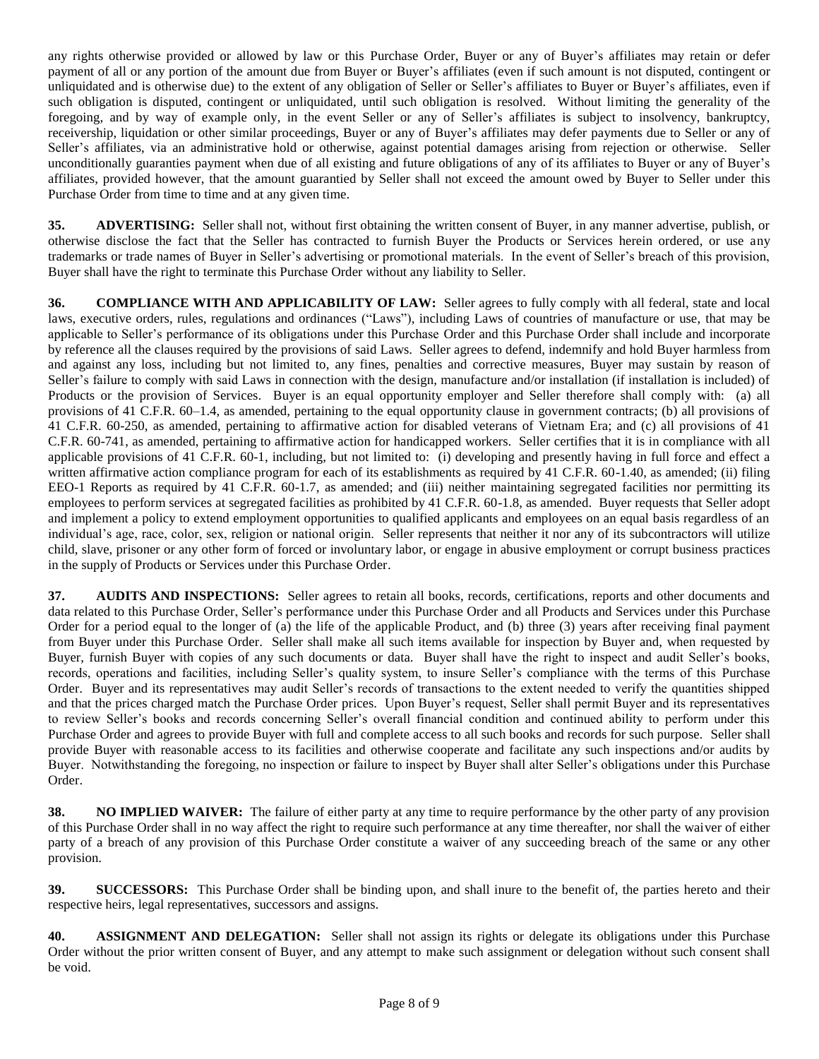any rights otherwise provided or allowed by law or this Purchase Order, Buyer or any of Buyer's affiliates may retain or defer payment of all or any portion of the amount due from Buyer or Buyer's affiliates (even if such amount is not disputed, contingent or unliquidated and is otherwise due) to the extent of any obligation of Seller or Seller's affiliates to Buyer or Buyer's affiliates, even if such obligation is disputed, contingent or unliquidated, until such obligation is resolved. Without limiting the generality of the foregoing, and by way of example only, in the event Seller or any of Seller's affiliates is subject to insolvency, bankruptcy, receivership, liquidation or other similar proceedings, Buyer or any of Buyer's affiliates may defer payments due to Seller or any of Seller's affiliates, via an administrative hold or otherwise, against potential damages arising from rejection or otherwise. Seller unconditionally guaranties payment when due of all existing and future obligations of any of its affiliates to Buyer or any of Buyer's affiliates, provided however, that the amount guarantied by Seller shall not exceed the amount owed by Buyer to Seller under this Purchase Order from time to time and at any given time.

**35. ADVERTISING:** Seller shall not, without first obtaining the written consent of Buyer, in any manner advertise, publish, or otherwise disclose the fact that the Seller has contracted to furnish Buyer the Products or Services herein ordered, or use any trademarks or trade names of Buyer in Seller's advertising or promotional materials. In the event of Seller's breach of this provision, Buyer shall have the right to terminate this Purchase Order without any liability to Seller.

**36. COMPLIANCE WITH AND APPLICABILITY OF LAW:** Seller agrees to fully comply with all federal, state and local laws, executive orders, rules, regulations and ordinances ("Laws"), including Laws of countries of manufacture or use, that may be applicable to Seller's performance of its obligations under this Purchase Order and this Purchase Order shall include and incorporate by reference all the clauses required by the provisions of said Laws. Seller agrees to defend, indemnify and hold Buyer harmless from and against any loss, including but not limited to, any fines, penalties and corrective measures, Buyer may sustain by reason of Seller's failure to comply with said Laws in connection with the design, manufacture and/or installation (if installation is included) of Products or the provision of Services. Buyer is an equal opportunity employer and Seller therefore shall comply with: (a) all provisions of 41 C.F.R. 60–1.4, as amended, pertaining to the equal opportunity clause in government contracts; (b) all provisions of 41 C.F.R. 60-250, as amended, pertaining to affirmative action for disabled veterans of Vietnam Era; and (c) all provisions of 41 C.F.R. 60-741, as amended, pertaining to affirmative action for handicapped workers. Seller certifies that it is in compliance with all applicable provisions of 41 C.F.R. 60-1, including, but not limited to: (i) developing and presently having in full force and effect a written affirmative action compliance program for each of its establishments as required by 41 C.F.R. 60-1.40, as amended; (ii) filing EEO-1 Reports as required by 41 C.F.R. 60-1.7, as amended; and (iii) neither maintaining segregated facilities nor permitting its employees to perform services at segregated facilities as prohibited by 41 C.F.R. 60-1.8, as amended. Buyer requests that Seller adopt and implement a policy to extend employment opportunities to qualified applicants and employees on an equal basis regardless of an individual's age, race, color, sex, religion or national origin. Seller represents that neither it nor any of its subcontractors will utilize child, slave, prisoner or any other form of forced or involuntary labor, or engage in abusive employment or corrupt business practices in the supply of Products or Services under this Purchase Order.

**37. AUDITS AND INSPECTIONS:** Seller agrees to retain all books, records, certifications, reports and other documents and data related to this Purchase Order, Seller's performance under this Purchase Order and all Products and Services under this Purchase Order for a period equal to the longer of (a) the life of the applicable Product, and (b) three (3) years after receiving final payment from Buyer under this Purchase Order. Seller shall make all such items available for inspection by Buyer and, when requested by Buyer, furnish Buyer with copies of any such documents or data. Buyer shall have the right to inspect and audit Seller's books, records, operations and facilities, including Seller's quality system, to insure Seller's compliance with the terms of this Purchase Order. Buyer and its representatives may audit Seller's records of transactions to the extent needed to verify the quantities shipped and that the prices charged match the Purchase Order prices. Upon Buyer's request, Seller shall permit Buyer and its representatives to review Seller's books and records concerning Seller's overall financial condition and continued ability to perform under this Purchase Order and agrees to provide Buyer with full and complete access to all such books and records for such purpose. Seller shall provide Buyer with reasonable access to its facilities and otherwise cooperate and facilitate any such inspections and/or audits by Buyer. Notwithstanding the foregoing, no inspection or failure to inspect by Buyer shall alter Seller's obligations under this Purchase Order.

**38. NO IMPLIED WAIVER:** The failure of either party at any time to require performance by the other party of any provision of this Purchase Order shall in no way affect the right to require such performance at any time thereafter, nor shall the waiver of either party of a breach of any provision of this Purchase Order constitute a waiver of any succeeding breach of the same or any other provision.

**39. SUCCESSORS:** This Purchase Order shall be binding upon, and shall inure to the benefit of, the parties hereto and their respective heirs, legal representatives, successors and assigns.

**40. ASSIGNMENT AND DELEGATION:** Seller shall not assign its rights or delegate its obligations under this Purchase Order without the prior written consent of Buyer, and any attempt to make such assignment or delegation without such consent shall be void.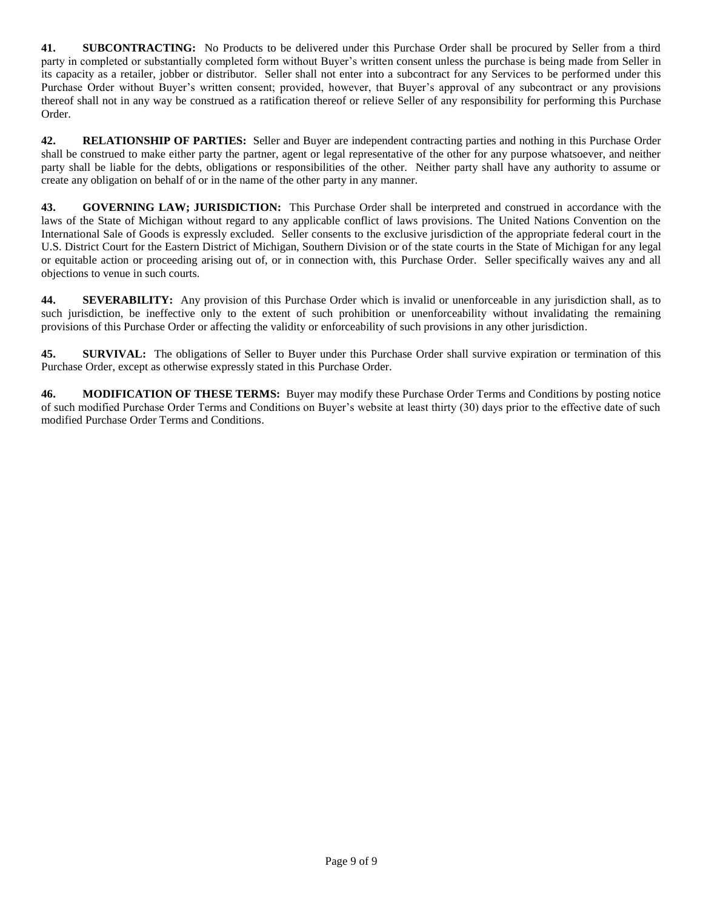**41. SUBCONTRACTING:** No Products to be delivered under this Purchase Order shall be procured by Seller from a third party in completed or substantially completed form without Buyer's written consent unless the purchase is being made from Seller in its capacity as a retailer, jobber or distributor. Seller shall not enter into a subcontract for any Services to be performed under this Purchase Order without Buyer's written consent; provided, however, that Buyer's approval of any subcontract or any provisions thereof shall not in any way be construed as a ratification thereof or relieve Seller of any responsibility for performing this Purchase Order.

**42. RELATIONSHIP OF PARTIES:** Seller and Buyer are independent contracting parties and nothing in this Purchase Order shall be construed to make either party the partner, agent or legal representative of the other for any purpose whatsoever, and neither party shall be liable for the debts, obligations or responsibilities of the other. Neither party shall have any authority to assume or create any obligation on behalf of or in the name of the other party in any manner.

**43. GOVERNING LAW; JURISDICTION:** This Purchase Order shall be interpreted and construed in accordance with the laws of the State of Michigan without regard to any applicable conflict of laws provisions. The United Nations Convention on the International Sale of Goods is expressly excluded. Seller consents to the exclusive jurisdiction of the appropriate federal court in the U.S. District Court for the Eastern District of Michigan, Southern Division or of the state courts in the State of Michigan for any legal or equitable action or proceeding arising out of, or in connection with, this Purchase Order. Seller specifically waives any and all objections to venue in such courts.

**44. SEVERABILITY:** Any provision of this Purchase Order which is invalid or unenforceable in any jurisdiction shall, as to such jurisdiction, be ineffective only to the extent of such prohibition or unenforceability without invalidating the remaining provisions of this Purchase Order or affecting the validity or enforceability of such provisions in any other jurisdiction.

**45. SURVIVAL:** The obligations of Seller to Buyer under this Purchase Order shall survive expiration or termination of this Purchase Order, except as otherwise expressly stated in this Purchase Order.

**46. MODIFICATION OF THESE TERMS:** Buyer may modify these Purchase Order Terms and Conditions by posting notice of such modified Purchase Order Terms and Conditions on Buyer's website at least thirty (30) days prior to the effective date of such modified Purchase Order Terms and Conditions.